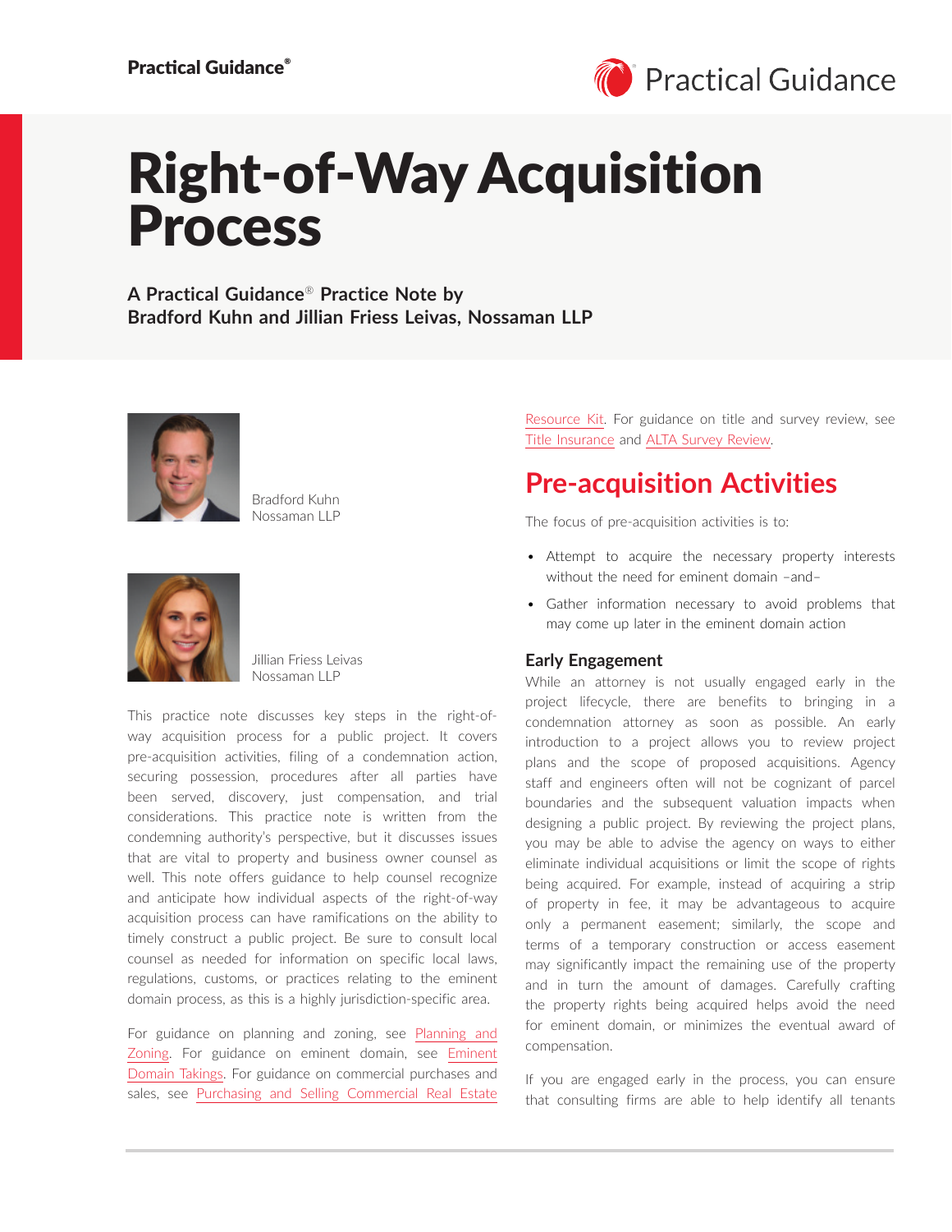# Right-of-Way Acquisition Process

**A Practical Guidance® Practice Note by Bradford Kuhn and Jillian Friess Leivas, Nossaman LLP**

Bradford Kuhn
Nossaman LLP

Jillian Friess Leivas
Nossaman LLP

This practice note discusses key steps in the right-of-way acquisition process for a public project. It covers pre-acquisition activities, filing of a condemnation action, securing possession, procedures after all parties have been served, discovery, just compensation, and trial considerations. This practice note is written from the condemning authority's perspective, but it discusses issues that are vital to property and business owner counsel as well. This note offers guidance to help counsel recognize and anticipate how individual aspects of the right-of-way acquisition process can have ramifications on the ability to timely construct a public project. Be sure to consult local counsel as needed for information on specific local laws, regulations, customs, or practices relating to the eminent domain process, as this is a highly jurisdiction-specific area.

For guidance on planning and zoning, see Planning and Zoning. For guidance on eminent domain, see Eminent Domain Takings. For guidance on commercial purchases and sales, see Purchasing and Selling Commercial Real Estate Resource Kit. For guidance on title and survey review, see Title Insurance and ALTA Survey Review.

## Pre-acquisition Activities

The focus of pre-acquisition activities is to:

- Attempt to acquire the necessary property interests without the need for eminent domain –and–
- Gather information necessary to avoid problems that may come up later in the eminent domain action

### Early Engagement

While an attorney is not usually engaged early in the project lifecycle, there are benefits to bringing in a condemnation attorney as soon as possible. An early introduction to a project allows you to review project plans and the scope of proposed acquisitions. Agency staff and engineers often will not be cognizant of parcel boundaries and the subsequent valuation impacts when designing a public project. By reviewing the project plans, you may be able to advise the agency on ways to either eliminate individual acquisitions or limit the scope of rights being acquired. For example, instead of acquiring a strip of property in fee, it may be advantageous to acquire only a permanent easement; similarly, the scope and terms of a temporary construction or access easement may significantly impact the remaining use of the property and in turn the amount of damages. Carefully crafting the property rights being acquired helps avoid the need for eminent domain, or minimizes the eventual award of compensation.

If you are engaged early in the process, you can ensure that consulting firms are able to help identify all tenants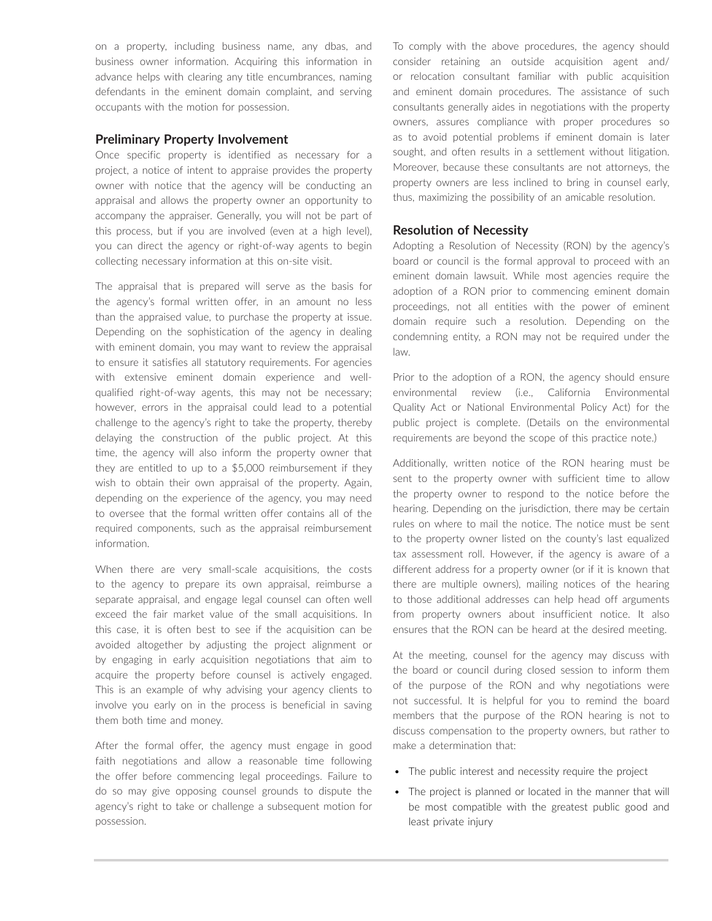on a property, including business name, any dbas, and business owner information. Acquiring this information in advance helps with clearing any title encumbrances, naming defendants in the eminent domain complaint, and serving occupants with the motion for possession.

### Preliminary Property Involvement

Once specific property is identified as necessary for a project, a notice of intent to appraise provides the property owner with notice that the agency will be conducting an appraisal and allows the property owner an opportunity to accompany the appraiser. Generally, you will not be part of this process, but if you are involved (even at a high level), you can direct the agency or right-of-way agents to begin collecting necessary information at this on-site visit.

The appraisal that is prepared will serve as the basis for the agency's formal written offer, in an amount no less than the appraised value, to purchase the property at issue. Depending on the sophistication of the agency in dealing with eminent domain, you may want to review the appraisal to ensure it satisfies all statutory requirements. For agencies with extensive eminent domain experience and well-qualified right-of-way agents, this may not be necessary; however, errors in the appraisal could lead to a potential challenge to the agency's right to take the property, thereby delaying the construction of the public project. At this time, the agency will also inform the property owner that they are entitled to up to a $5,000 reimbursement if they wish to obtain their own appraisal of the property. Again, depending on the experience of the agency, you may need to oversee that the formal written offer contains all of the required components, such as the appraisal reimbursement information.

When there are very small-scale acquisitions, the costs to the agency to prepare its own appraisal, reimburse a separate appraisal, and engage legal counsel can often well exceed the fair market value of the small acquisitions. In this case, it is often best to see if the acquisition can be avoided altogether by adjusting the project alignment or by engaging in early acquisition negotiations that aim to acquire the property before counsel is actively engaged. This is an example of why advising your agency clients to involve you early on in the process is beneficial in saving them both time and money.

After the formal offer, the agency must engage in good faith negotiations and allow a reasonable time following the offer before commencing legal proceedings. Failure to do so may give opposing counsel grounds to dispute the agency's right to take or challenge a subsequent motion for possession.

To comply with the above procedures, the agency should consider retaining an outside acquisition agent and/or relocation consultant familiar with public acquisition and eminent domain procedures. The assistance of such consultants generally aides in negotiations with the property owners, assures compliance with proper procedures so as to avoid potential problems if eminent domain is later sought, and often results in a settlement without litigation. Moreover, because these consultants are not attorneys, the property owners are less inclined to bring in counsel early, thus, maximizing the possibility of an amicable resolution.

### Resolution of Necessity

Adopting a Resolution of Necessity (RON) by the agency's board or council is the formal approval to proceed with an eminent domain lawsuit. While most agencies require the adoption of a RON prior to commencing eminent domain proceedings, not all entities with the power of eminent domain require such a resolution. Depending on the condemning entity, a RON may not be required under the law.

Prior to the adoption of a RON, the agency should ensure environmental review (i.e., California Environmental Quality Act or National Environmental Policy Act) for the public project is complete. (Details on the environmental requirements are beyond the scope of this practice note.)

Additionally, written notice of the RON hearing must be sent to the property owner with sufficient time to allow the property owner to respond to the notice before the hearing. Depending on the jurisdiction, there may be certain rules on where to mail the notice. The notice must be sent to the property owner listed on the county's last equalized tax assessment roll. However, if the agency is aware of a different address for a property owner (or if it is known that there are multiple owners), mailing notices of the hearing to those additional addresses can help head off arguments from property owners about insufficient notice. It also ensures that the RON can be heard at the desired meeting.

At the meeting, counsel for the agency may discuss with the board or council during closed session to inform them of the purpose of the RON and why negotiations were not successful. It is helpful for you to remind the board members that the purpose of the RON hearing is not to discuss compensation to the property owners, but rather to make a determination that:

- The public interest and necessity require the project
- The project is planned or located in the manner that will be most compatible with the greatest public good and least private injury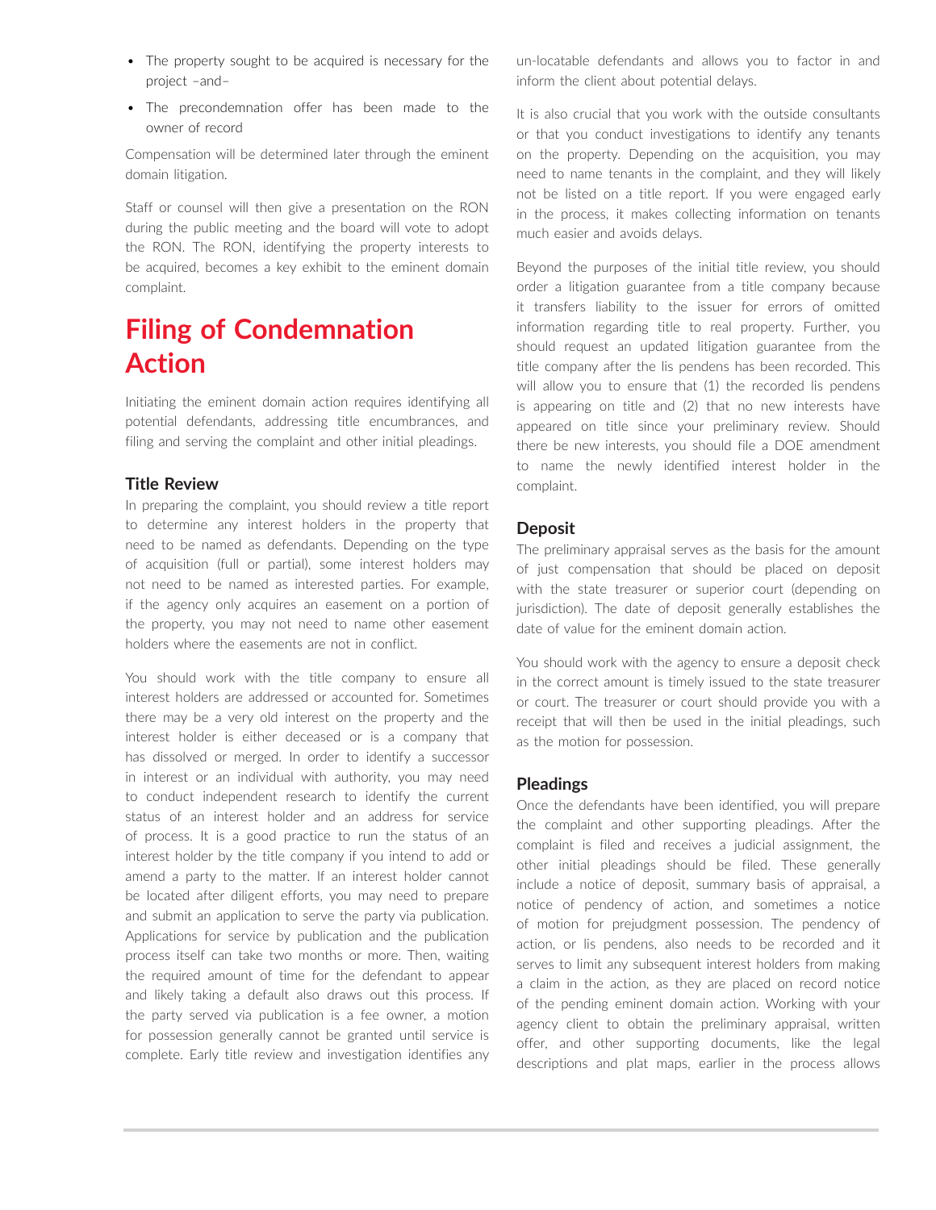- The property sought to be acquired is necessary for the project –and–
- The precondemnation offer has been made to the owner of record

Compensation will be determined later through the eminent domain litigation.

Staff or counsel will then give a presentation on the RON during the public meeting and the board will vote to adopt the RON. The RON, identifying the property interests to be acquired, becomes a key exhibit to the eminent domain complaint.

# Filing of Condemnation Action

Initiating the eminent domain action requires identifying all potential defendants, addressing title encumbrances, and filing and serving the complaint and other initial pleadings.

### Title Review

In preparing the complaint, you should review a title report to determine any interest holders in the property that need to be named as defendants. Depending on the type of acquisition (full or partial), some interest holders may not need to be named as interested parties. For example, if the agency only acquires an easement on a portion of the property, you may not need to name other easement holders where the easements are not in conflict.

You should work with the title company to ensure all interest holders are addressed or accounted for. Sometimes there may be a very old interest on the property and the interest holder is either deceased or is a company that has dissolved or merged. In order to identify a successor in interest or an individual with authority, you may need to conduct independent research to identify the current status of an interest holder and an address for service of process. It is a good practice to run the status of an interest holder by the title company if you intend to add or amend a party to the matter. If an interest holder cannot be located after diligent efforts, you may need to prepare and submit an application to serve the party via publication. Applications for service by publication and the publication process itself can take two months or more. Then, waiting the required amount of time for the defendant to appear and likely taking a default also draws out this process. If the party served via publication is a fee owner, a motion for possession generally cannot be granted until service is complete. Early title review and investigation identifies any un-locatable defendants and allows you to factor in and inform the client about potential delays.

It is also crucial that you work with the outside consultants or that you conduct investigations to identify any tenants on the property. Depending on the acquisition, you may need to name tenants in the complaint, and they will likely not be listed on a title report. If you were engaged early in the process, it makes collecting information on tenants much easier and avoids delays.

Beyond the purposes of the initial title review, you should order a litigation guarantee from a title company because it transfers liability to the issuer for errors of omitted information regarding title to real property. Further, you should request an updated litigation guarantee from the title company after the lis pendens has been recorded. This will allow you to ensure that (1) the recorded lis pendens is appearing on title and (2) that no new interests have appeared on title since your preliminary review. Should there be new interests, you should file a DOE amendment to name the newly identified interest holder in the complaint.

### Deposit

The preliminary appraisal serves as the basis for the amount of just compensation that should be placed on deposit with the state treasurer or superior court (depending on jurisdiction). The date of deposit generally establishes the date of value for the eminent domain action.

You should work with the agency to ensure a deposit check in the correct amount is timely issued to the state treasurer or court. The treasurer or court should provide you with a receipt that will then be used in the initial pleadings, such as the motion for possession.

### Pleadings

Once the defendants have been identified, you will prepare the complaint and other supporting pleadings. After the complaint is filed and receives a judicial assignment, the other initial pleadings should be filed. These generally include a notice of deposit, summary basis of appraisal, a notice of pendency of action, and sometimes a notice of motion for prejudgment possession. The pendency of action, or lis pendens, also needs to be recorded and it serves to limit any subsequent interest holders from making a claim in the action, as they are placed on record notice of the pending eminent domain action. Working with your agency client to obtain the preliminary appraisal, written offer, and other supporting documents, like the legal descriptions and plat maps, earlier in the process allows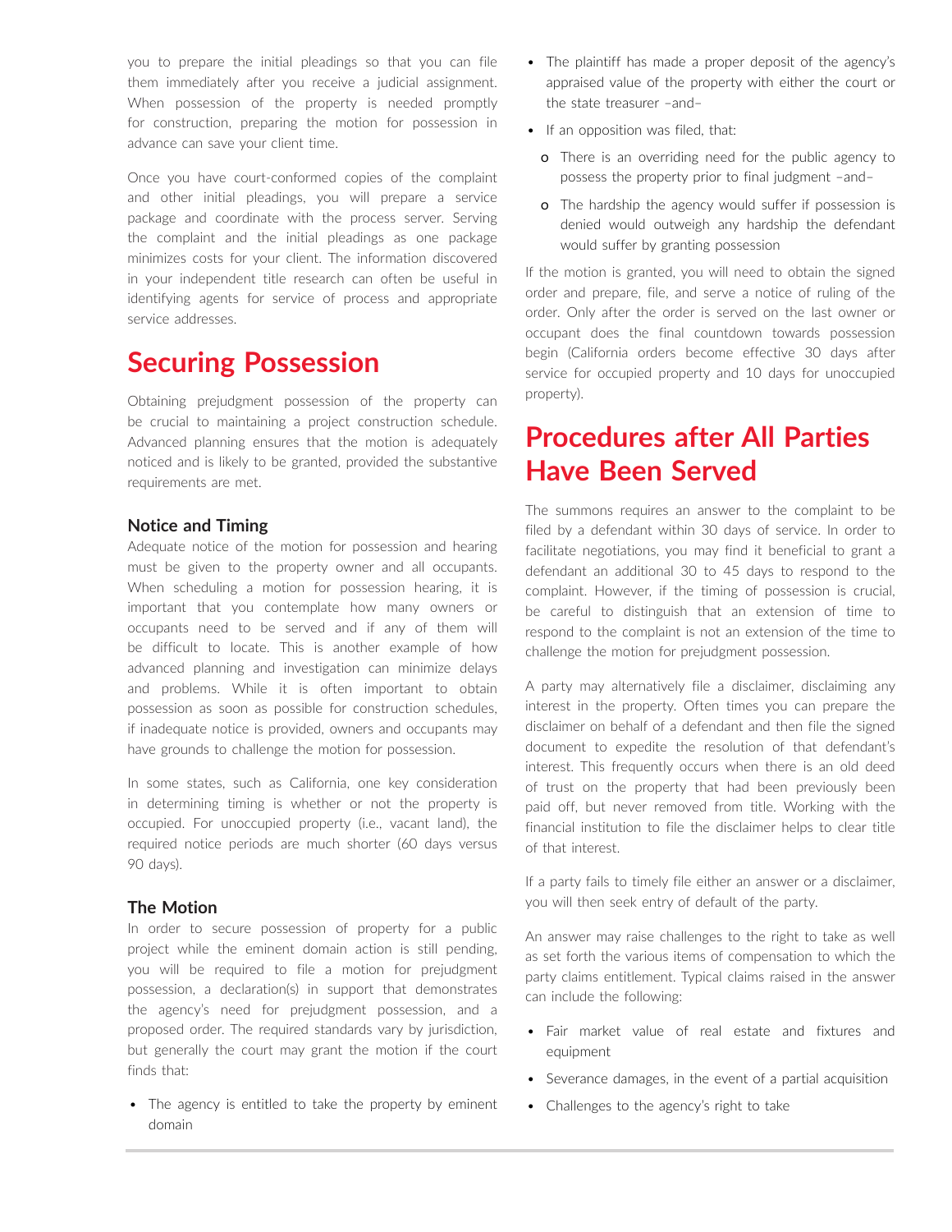you to prepare the initial pleadings so that you can file them immediately after you receive a judicial assignment. When possession of the property is needed promptly for construction, preparing the motion for possession in advance can save your client time.

Once you have court-conformed copies of the complaint and other initial pleadings, you will prepare a service package and coordinate with the process server. Serving the complaint and the initial pleadings as one package minimizes costs for your client. The information discovered in your independent title research can often be useful in identifying agents for service of process and appropriate service addresses.

## Securing Possession

Obtaining prejudgment possession of the property can be crucial to maintaining a project construction schedule. Advanced planning ensures that the motion is adequately noticed and is likely to be granted, provided the substantive requirements are met.

### Notice and Timing

Adequate notice of the motion for possession and hearing must be given to the property owner and all occupants. When scheduling a motion for possession hearing, it is important that you contemplate how many owners or occupants need to be served and if any of them will be difficult to locate. This is another example of how advanced planning and investigation can minimize delays and problems. While it is often important to obtain possession as soon as possible for construction schedules, if inadequate notice is provided, owners and occupants may have grounds to challenge the motion for possession.

In some states, such as California, one key consideration in determining timing is whether or not the property is occupied. For unoccupied property (i.e., vacant land), the required notice periods are much shorter (60 days versus 90 days).

### The Motion

In order to secure possession of property for a public project while the eminent domain action is still pending, you will be required to file a motion for prejudgment possession, a declaration(s) in support that demonstrates the agency's need for prejudgment possession, and a proposed order. The required standards vary by jurisdiction, but generally the court may grant the motion if the court finds that:

- The agency is entitled to take the property by eminent domain
- The plaintiff has made a proper deposit of the agency's appraised value of the property with either the court or the state treasurer –and–
- If an opposition was filed, that:
  - There is an overriding need for the public agency to possess the property prior to final judgment –and–
  - The hardship the agency would suffer if possession is denied would outweigh any hardship the defendant would suffer by granting possession

If the motion is granted, you will need to obtain the signed order and prepare, file, and serve a notice of ruling of the order. Only after the order is served on the last owner or occupant does the final countdown towards possession begin (California orders become effective 30 days after service for occupied property and 10 days for unoccupied property).

## Procedures after All Parties Have Been Served

The summons requires an answer to the complaint to be filed by a defendant within 30 days of service. In order to facilitate negotiations, you may find it beneficial to grant a defendant an additional 30 to 45 days to respond to the complaint. However, if the timing of possession is crucial, be careful to distinguish that an extension of time to respond to the complaint is not an extension of the time to challenge the motion for prejudgment possession.

A party may alternatively file a disclaimer, disclaiming any interest in the property. Often times you can prepare the disclaimer on behalf of a defendant and then file the signed document to expedite the resolution of that defendant's interest. This frequently occurs when there is an old deed of trust on the property that had been previously been paid off, but never removed from title. Working with the financial institution to file the disclaimer helps to clear title of that interest.

If a party fails to timely file either an answer or a disclaimer, you will then seek entry of default of the party.

An answer may raise challenges to the right to take as well as set forth the various items of compensation to which the party claims entitlement. Typical claims raised in the answer can include the following:

- Fair market value of real estate and fixtures and equipment
- Severance damages, in the event of a partial acquisition
- Challenges to the agency's right to take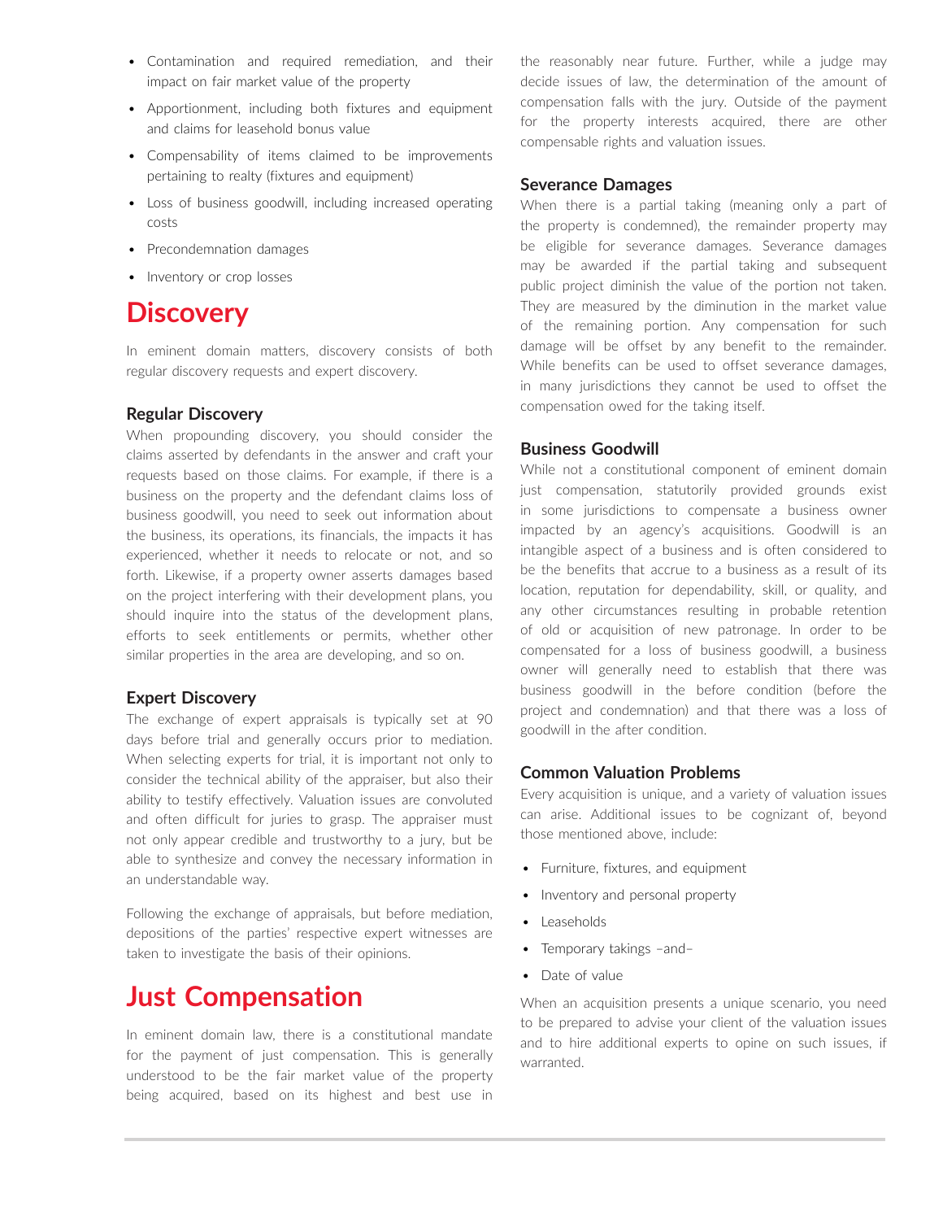- Contamination and required remediation, and their impact on fair market value of the property
- Apportionment, including both fixtures and equipment and claims for leasehold bonus value
- Compensability of items claimed to be improvements pertaining to realty (fixtures and equipment)
- Loss of business goodwill, including increased operating costs
- Precondemnation damages
- Inventory or crop losses

# Discovery

In eminent domain matters, discovery consists of both regular discovery requests and expert discovery.

### Regular Discovery

When propounding discovery, you should consider the claims asserted by defendants in the answer and craft your requests based on those claims. For example, if there is a business on the property and the defendant claims loss of business goodwill, you need to seek out information about the business, its operations, its financials, the impacts it has experienced, whether it needs to relocate or not, and so forth. Likewise, if a property owner asserts damages based on the project interfering with their development plans, you should inquire into the status of the development plans, efforts to seek entitlements or permits, whether other similar properties in the area are developing, and so on.

### Expert Discovery

The exchange of expert appraisals is typically set at 90 days before trial and generally occurs prior to mediation. When selecting experts for trial, it is important not only to consider the technical ability of the appraiser, but also their ability to testify effectively. Valuation issues are convoluted and often difficult for juries to grasp. The appraiser must not only appear credible and trustworthy to a jury, but be able to synthesize and convey the necessary information in an understandable way.

Following the exchange of appraisals, but before mediation, depositions of the parties' respective expert witnesses are taken to investigate the basis of their opinions.

# Just Compensation

In eminent domain law, there is a constitutional mandate for the payment of just compensation. This is generally understood to be the fair market value of the property being acquired, based on its highest and best use in the reasonably near future. Further, while a judge may decide issues of law, the determination of the amount of compensation falls with the jury. Outside of the payment for the property interests acquired, there are other compensable rights and valuation issues.

### Severance Damages

When there is a partial taking (meaning only a part of the property is condemned), the remainder property may be eligible for severance damages. Severance damages may be awarded if the partial taking and subsequent public project diminish the value of the portion not taken. They are measured by the diminution in the market value of the remaining portion. Any compensation for such damage will be offset by any benefit to the remainder. While benefits can be used to offset severance damages, in many jurisdictions they cannot be used to offset the compensation owed for the taking itself.

### Business Goodwill

While not a constitutional component of eminent domain just compensation, statutorily provided grounds exist in some jurisdictions to compensate a business owner impacted by an agency's acquisitions. Goodwill is an intangible aspect of a business and is often considered to be the benefits that accrue to a business as a result of its location, reputation for dependability, skill, or quality, and any other circumstances resulting in probable retention of old or acquisition of new patronage. In order to be compensated for a loss of business goodwill, a business owner will generally need to establish that there was business goodwill in the before condition (before the project and condemnation) and that there was a loss of goodwill in the after condition.

### Common Valuation Problems

Every acquisition is unique, and a variety of valuation issues can arise. Additional issues to be cognizant of, beyond those mentioned above, include:

- Furniture, fixtures, and equipment
- Inventory and personal property
- Leaseholds
- Temporary takings –and–
- Date of value

When an acquisition presents a unique scenario, you need to be prepared to advise your client of the valuation issues and to hire additional experts to opine on such issues, if warranted.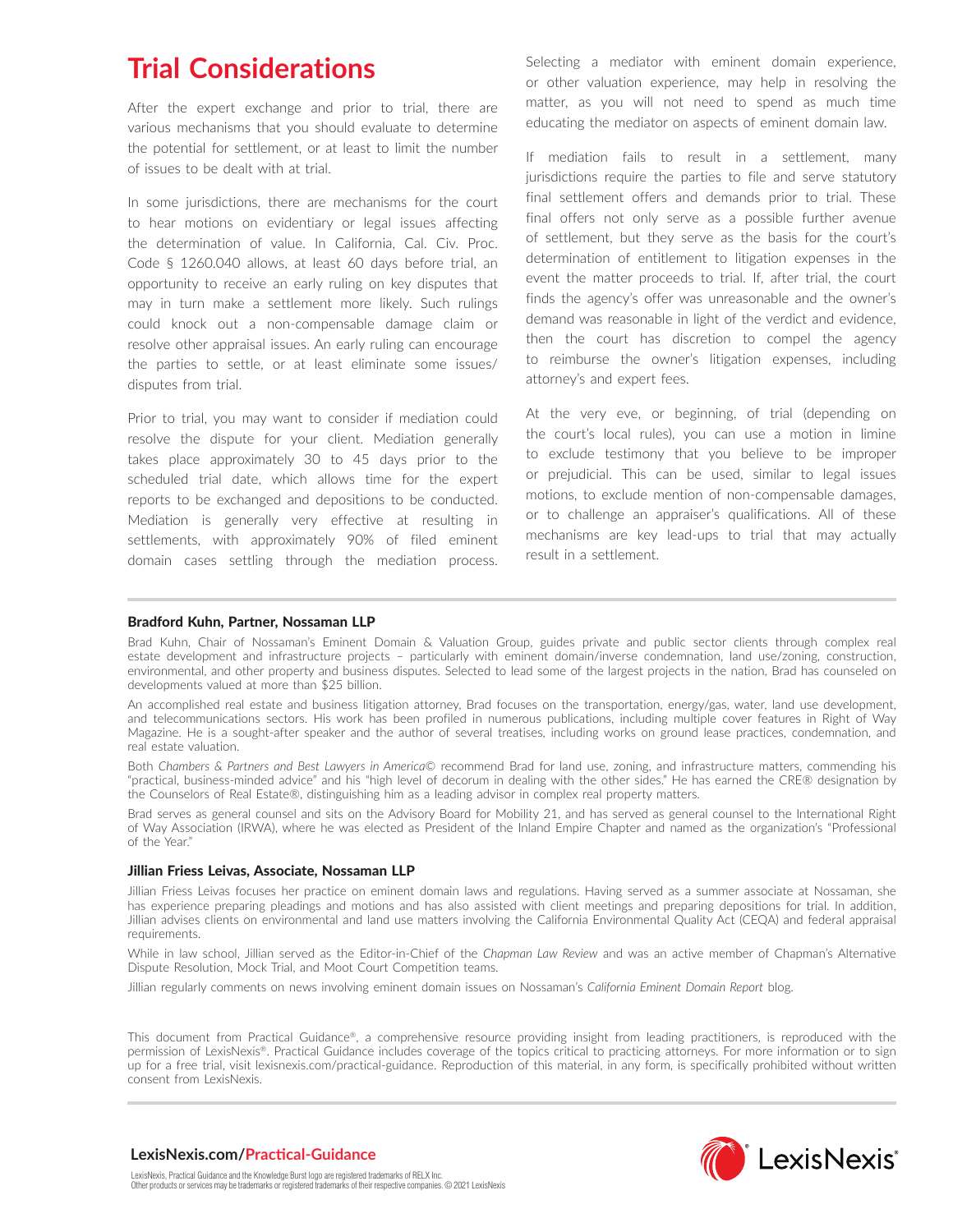## Trial Considerations

After the expert exchange and prior to trial, there are various mechanisms that you should evaluate to determine the potential for settlement, or at least to limit the number of issues to be dealt with at trial.

In some jurisdictions, there are mechanisms for the court to hear motions on evidentiary or legal issues affecting the determination of value. In California, Cal. Civ. Proc. Code § 1260.040 allows, at least 60 days before trial, an opportunity to receive an early ruling on key disputes that may in turn make a settlement more likely. Such rulings could knock out a non-compensable damage claim or resolve other appraisal issues. An early ruling can encourage the parties to settle, or at least eliminate some issues/disputes from trial.

Prior to trial, you may want to consider if mediation could resolve the dispute for your client. Mediation generally takes place approximately 30 to 45 days prior to the scheduled trial date, which allows time for the expert reports to be exchanged and depositions to be conducted. Mediation is generally very effective at resulting in settlements, with approximately 90% of filed eminent domain cases settling through the mediation process. Selecting a mediator with eminent domain experience, or other valuation experience, may help in resolving the matter, as you will not need to spend as much time educating the mediator on aspects of eminent domain law.

If mediation fails to result in a settlement, many jurisdictions require the parties to file and serve statutory final settlement offers and demands prior to trial. These final offers not only serve as a possible further avenue of settlement, but they serve as the basis for the court's determination of entitlement to litigation expenses in the event the matter proceeds to trial. If, after trial, the court finds the agency's offer was unreasonable and the owner's demand was reasonable in light of the verdict and evidence, then the court has discretion to compel the agency to reimburse the owner's litigation expenses, including attorney's and expert fees.

At the very eve, or beginning, of trial (depending on the court's local rules), you can use a motion in limine to exclude testimony that you believe to be improper or prejudicial. This can be used, similar to legal issues motions, to exclude mention of non-compensable damages, or to challenge an appraiser's qualifications. All of these mechanisms are key lead-ups to trial that may actually result in a settlement.

---

**Bradford Kuhn, Partner, Nossaman LLP**

Brad Kuhn, Chair of Nossaman's Eminent Domain & Valuation Group, guides private and public sector clients through complex real estate development and infrastructure projects – particularly with eminent domain/inverse condemnation, land use/zoning, construction, environmental, and other property and business disputes. Selected to lead some of the largest projects in the nation, Brad has counseled on developments valued at more than $25 billion.

An accomplished real estate and business litigation attorney, Brad focuses on the transportation, energy/gas, water, land use development, and telecommunications sectors. His work has been profiled in numerous publications, including multiple cover features in Right of Way Magazine. He is a sought-after speaker and the author of several treatises, including works on ground lease practices, condemnation, and real estate valuation.

Both *Chambers & Partners and Best Lawyers in America*© recommend Brad for land use, zoning, and infrastructure matters, commending his "practical, business-minded advice" and his "high level of decorum in dealing with the other sides." He has earned the CRE® designation by the Counselors of Real Estate®, distinguishing him as a leading advisor in complex real property matters.

Brad serves as general counsel and sits on the Advisory Board for Mobility 21, and has served as general counsel to the International Right of Way Association (IRWA), where he was elected as President of the Inland Empire Chapter and named as the organization's "Professional of the Year."

**Jillian Friess Leivas, Associate, Nossaman LLP**

Jillian Friess Leivas focuses her practice on eminent domain laws and regulations. Having served as a summer associate at Nossaman, she has experience preparing pleadings and motions and has also assisted with client meetings and preparing depositions for trial. In addition, Jillian advises clients on environmental and land use matters involving the California Environmental Quality Act (CEQA) and federal appraisal requirements.

While in law school, Jillian served as the Editor-in-Chief of the *Chapman Law Review* and was an active member of Chapman's Alternative Dispute Resolution, Mock Trial, and Moot Court Competition teams.

Jillian regularly comments on news involving eminent domain issues on Nossaman's *California Eminent Domain Report* blog.

This document from Practical Guidance®, a comprehensive resource providing insight from leading practitioners, is reproduced with the permission of LexisNexis®. Practical Guidance includes coverage of the topics critical to practicing attorneys. For more information or to sign up for a free trial, visit lexisnexis.com/practical-guidance. Reproduction of this material, in any form, is specifically prohibited without written consent from LexisNexis.

---

**LexisNexis.com/Practical-Guidance**

LexisNexis, Practical Guidance and the Knowledge Burst logo are registered trademarks of RELX Inc.
Other products or services may be trademarks or registered trademarks of their respective companies. © 2021 LexisNexis